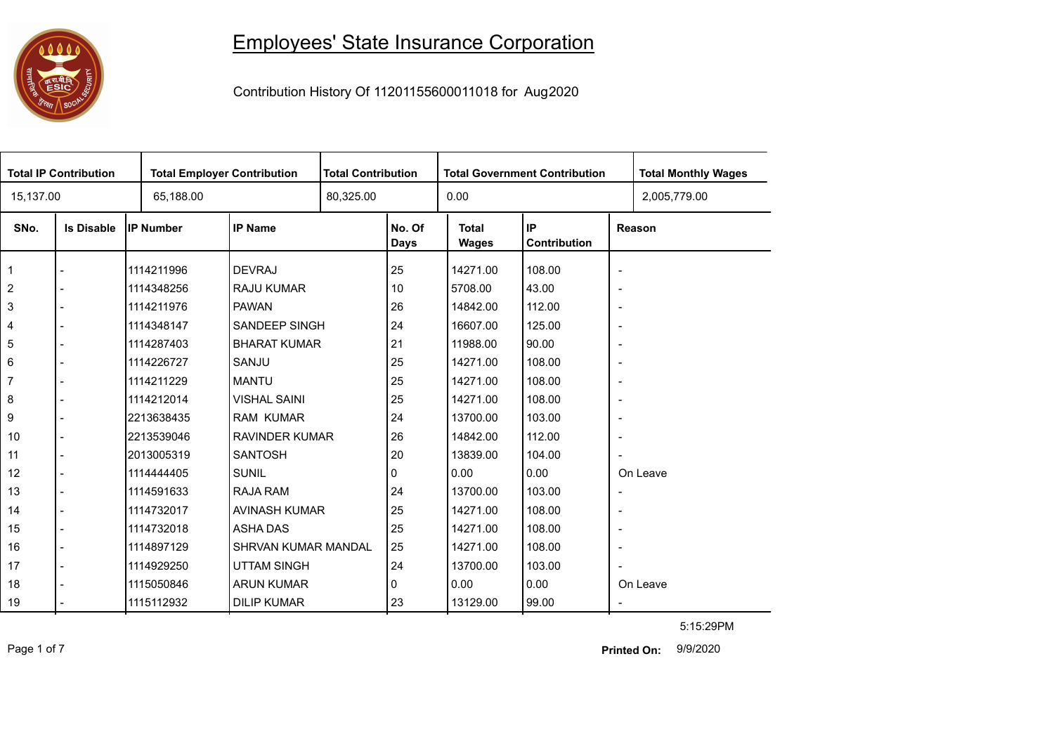# Employees' State Insurance Corporation

Contribution History Of 11201155600011018 for Aug2020

| Total IP Contribution | Total Employer Contribution | Total Contribution | Total Government Contribution | Total Monthly Wages |
|---|---|---|---|---|
| 15,137.00 | 65,188.00 | 80,325.00 | 0.00 | 2,005,779.00 |

| SNo. | Is Disable | IP Number | IP Name | No. Of Days | Total Wages | IP Contribution | Reason |
|---|---|---|---|---|---|---|---|
| 1 | - | 1114211996 | DEVRAJ | 25 | 14271.00 | 108.00 | - |
| 2 | - | 1114348256 | RAJU KUMAR | 10 | 5708.00 | 43.00 | - |
| 3 | - | 1114211976 | PAWAN | 26 | 14842.00 | 112.00 | - |
| 4 | - | 1114348147 | SANDEEP SINGH | 24 | 16607.00 | 125.00 | - |
| 5 | - | 1114287403 | BHARAT KUMAR | 21 | 11988.00 | 90.00 | - |
| 6 | - | 1114226727 | SANJU | 25 | 14271.00 | 108.00 | - |
| 7 | - | 1114211229 | MANTU | 25 | 14271.00 | 108.00 | - |
| 8 | - | 1114212014 | VISHAL SAINI | 25 | 14271.00 | 108.00 | - |
| 9 | - | 2213638435 | RAM KUMAR | 24 | 13700.00 | 103.00 | - |
| 10 | - | 2213539046 | RAVINDER KUMAR | 26 | 14842.00 | 112.00 | - |
| 11 | - | 2013005319 | SANTOSH | 20 | 13839.00 | 104.00 | - |
| 12 | - | 1114444405 | SUNIL | 0 | 0.00 | 0.00 | On Leave |
| 13 | - | 1114591633 | RAJA RAM | 24 | 13700.00 | 103.00 | - |
| 14 | - | 1114732017 | AVINASH KUMAR | 25 | 14271.00 | 108.00 | - |
| 15 | - | 1114732018 | ASHA DAS | 25 | 14271.00 | 108.00 | - |
| 16 | - | 1114897129 | SHRVAN KUMAR MANDAL | 25 | 14271.00 | 108.00 | - |
| 17 | - | 1114929250 | UTTAM SINGH | 24 | 13700.00 | 103.00 | - |
| 18 | - | 1115050846 | ARUN KUMAR | 0 | 0.00 | 0.00 | On Leave |
| 19 | - | 1115112932 | DILIP KUMAR | 23 | 13129.00 | 99.00 | - |

5:15:29PM

**Printed On:** 9/9/2020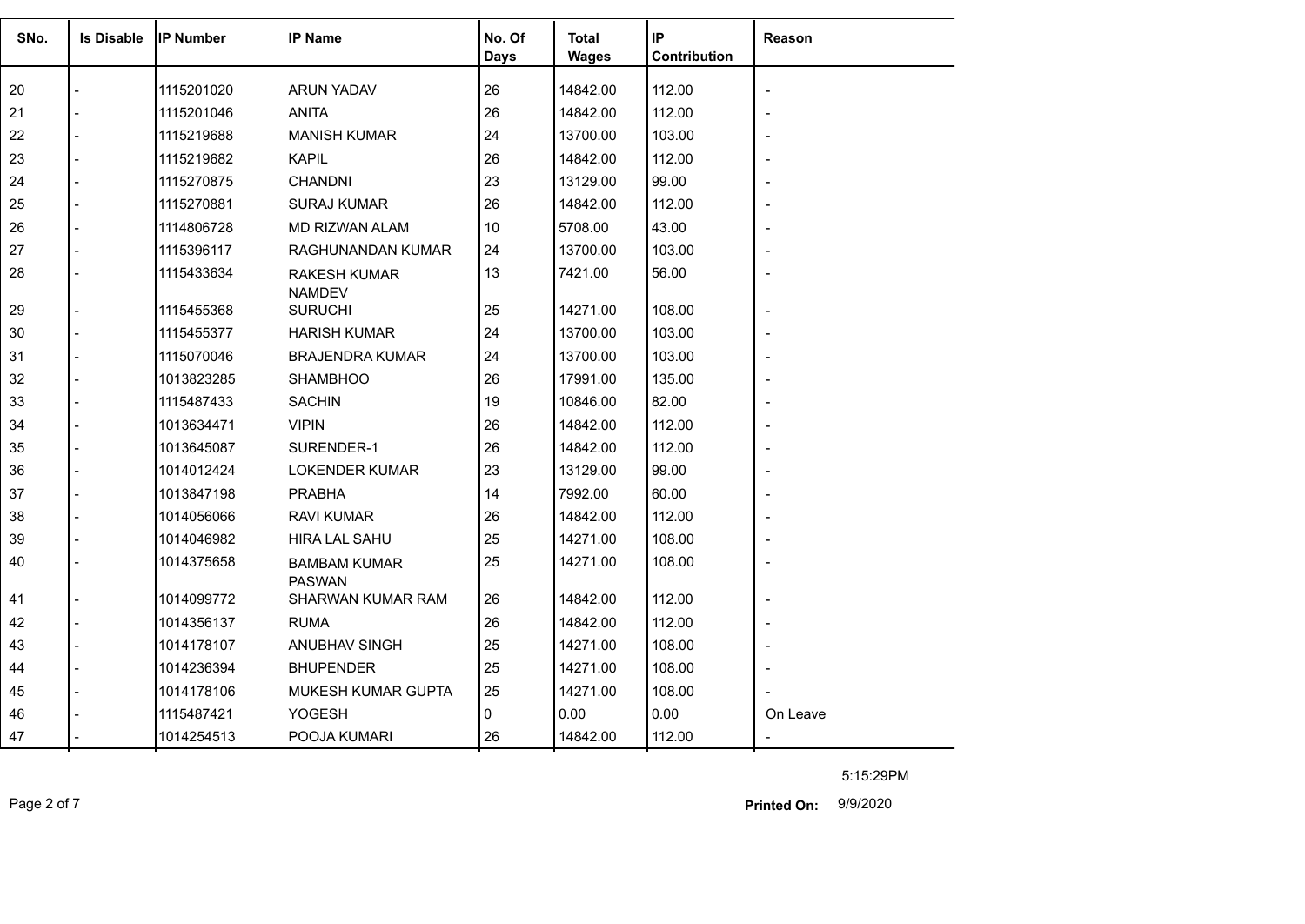| SNo. | Is Disable | IP Number | IP Name | No. Of Days | Total Wages | IP Contribution | Reason |
|---|---|---|---|---|---|---|---|
| 20 | - | 1115201020 | ARUN YADAV | 26 | 14842.00 | 112.00 | - |
| 21 | - | 1115201046 | ANITA | 26 | 14842.00 | 112.00 | - |
| 22 | - | 1115219688 | MANISH KUMAR | 24 | 13700.00 | 103.00 | - |
| 23 | - | 1115219682 | KAPIL | 26 | 14842.00 | 112.00 | - |
| 24 | - | 1115270875 | CHANDNI | 23 | 13129.00 | 99.00 | - |
| 25 | - | 1115270881 | SURAJ KUMAR | 26 | 14842.00 | 112.00 | - |
| 26 | - | 1114806728 | MD RIZWAN ALAM | 10 | 5708.00 | 43.00 | - |
| 27 | - | 1115396117 | RAGHUNANDAN KUMAR | 24 | 13700.00 | 103.00 | - |
| 28 | - | 1115433634 | RAKESH KUMAR NAMDEV | 13 | 7421.00 | 56.00 | - |
| 29 | - | 1115455368 | SURUCHI | 25 | 14271.00 | 108.00 | - |
| 30 | - | 1115455377 | HARISH KUMAR | 24 | 13700.00 | 103.00 | - |
| 31 | - | 1115070046 | BRAJENDRA KUMAR | 24 | 13700.00 | 103.00 | - |
| 32 | - | 1013823285 | SHAMBHOO | 26 | 17991.00 | 135.00 | - |
| 33 | - | 1115487433 | SACHIN | 19 | 10846.00 | 82.00 | - |
| 34 | - | 1013634471 | VIPIN | 26 | 14842.00 | 112.00 | - |
| 35 | - | 1013645087 | SURENDER-1 | 26 | 14842.00 | 112.00 | - |
| 36 | - | 1014012424 | LOKENDER KUMAR | 23 | 13129.00 | 99.00 | - |
| 37 | - | 1013847198 | PRABHA | 14 | 7992.00 | 60.00 | - |
| 38 | - | 1014056066 | RAVI KUMAR | 26 | 14842.00 | 112.00 | - |
| 39 | - | 1014046982 | HIRA LAL SAHU | 25 | 14271.00 | 108.00 | - |
| 40 | - | 1014375658 | BAMBAM KUMAR PASWAN | 25 | 14271.00 | 108.00 | - |
| 41 | - | 1014099772 | SHARWAN KUMAR RAM | 26 | 14842.00 | 112.00 | - |
| 42 | - | 1014356137 | RUMA | 26 | 14842.00 | 112.00 | - |
| 43 | - | 1014178107 | ANUBHAV SINGH | 25 | 14271.00 | 108.00 | - |
| 44 | - | 1014236394 | BHUPENDER | 25 | 14271.00 | 108.00 | - |
| 45 | - | 1014178106 | MUKESH KUMAR GUPTA | 25 | 14271.00 | 108.00 | - |
| 46 | - | 1115487421 | YOGESH | 0 | 0.00 | 0.00 | On Leave |
| 47 | - | 1014254513 | POOJA KUMARI | 26 | 14842.00 | 112.00 | - |

5:15:29PM

**Printed On:** 9/9/2020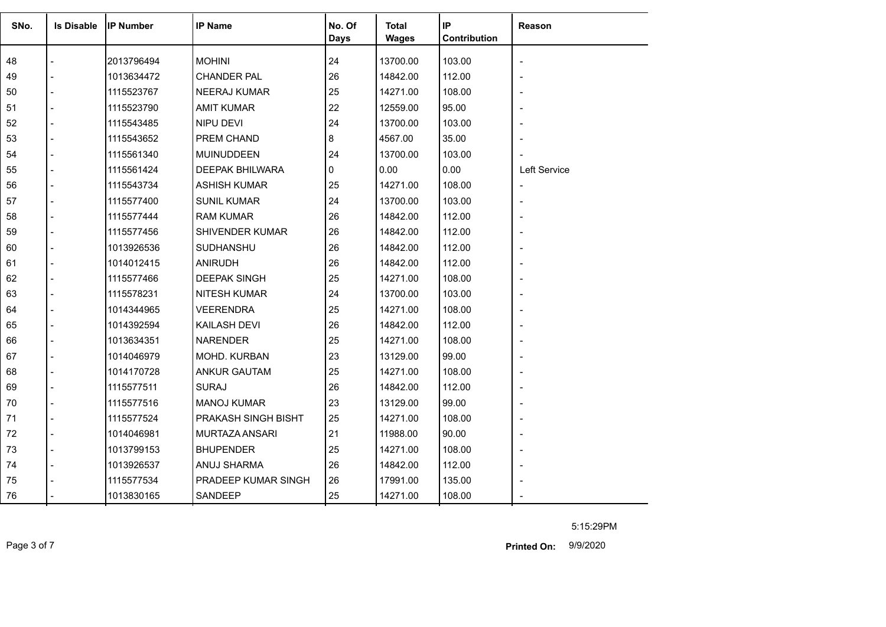| SNo. | Is Disable | IP Number | IP Name | No. Of Days | Total Wages | IP Contribution | Reason |
|---|---|---|---|---|---|---|---|
| 48 | - | 2013796494 | MOHINI | 24 | 13700.00 | 103.00 | - |
| 49 | - | 1013634472 | CHANDER PAL | 26 | 14842.00 | 112.00 | - |
| 50 | - | 1115523767 | NEERAJ KUMAR | 25 | 14271.00 | 108.00 | - |
| 51 | - | 1115523790 | AMIT KUMAR | 22 | 12559.00 | 95.00 | - |
| 52 | - | 1115543485 | NIPU DEVI | 24 | 13700.00 | 103.00 | - |
| 53 | - | 1115543652 | PREM CHAND | 8 | 4567.00 | 35.00 | - |
| 54 | - | 1115561340 | MUINUDDEEN | 24 | 13700.00 | 103.00 | - |
| 55 | - | 1115561424 | DEEPAK BHILWARA | 0 | 0.00 | 0.00 | Left Service |
| 56 | - | 1115543734 | ASHISH KUMAR | 25 | 14271.00 | 108.00 | - |
| 57 | - | 1115577400 | SUNIL KUMAR | 24 | 13700.00 | 103.00 | - |
| 58 | - | 1115577444 | RAM KUMAR | 26 | 14842.00 | 112.00 | - |
| 59 | - | 1115577456 | SHIVENDER KUMAR | 26 | 14842.00 | 112.00 | - |
| 60 | - | 1013926536 | SUDHANSHU | 26 | 14842.00 | 112.00 | - |
| 61 | - | 1014012415 | ANIRUDH | 26 | 14842.00 | 112.00 | - |
| 62 | - | 1115577466 | DEEPAK SINGH | 25 | 14271.00 | 108.00 | - |
| 63 | - | 1115578231 | NITESH KUMAR | 24 | 13700.00 | 103.00 | - |
| 64 | - | 1014344965 | VEERENDRA | 25 | 14271.00 | 108.00 | - |
| 65 | - | 1014392594 | KAILASH DEVI | 26 | 14842.00 | 112.00 | - |
| 66 | - | 1013634351 | NARENDER | 25 | 14271.00 | 108.00 | - |
| 67 | - | 1014046979 | MOHD. KURBAN | 23 | 13129.00 | 99.00 | - |
| 68 | - | 1014170728 | ANKUR GAUTAM | 25 | 14271.00 | 108.00 | - |
| 69 | - | 1115577511 | SURAJ | 26 | 14842.00 | 112.00 | - |
| 70 | - | 1115577516 | MANOJ KUMAR | 23 | 13129.00 | 99.00 | - |
| 71 | - | 1115577524 | PRAKASH SINGH BISHT | 25 | 14271.00 | 108.00 | - |
| 72 | - | 1014046981 | MURTAZA ANSARI | 21 | 11988.00 | 90.00 | - |
| 73 | - | 1013799153 | BHUPENDER | 25 | 14271.00 | 108.00 | - |
| 74 | - | 1013926537 | ANUJ SHARMA | 26 | 14842.00 | 112.00 | - |
| 75 | - | 1115577534 | PRADEEP KUMAR SINGH | 26 | 17991.00 | 135.00 | - |
| 76 | - | 1013830165 | SANDEEP | 25 | 14271.00 | 108.00 | - |

5:15:29PM

**Printed On:** 9/9/2020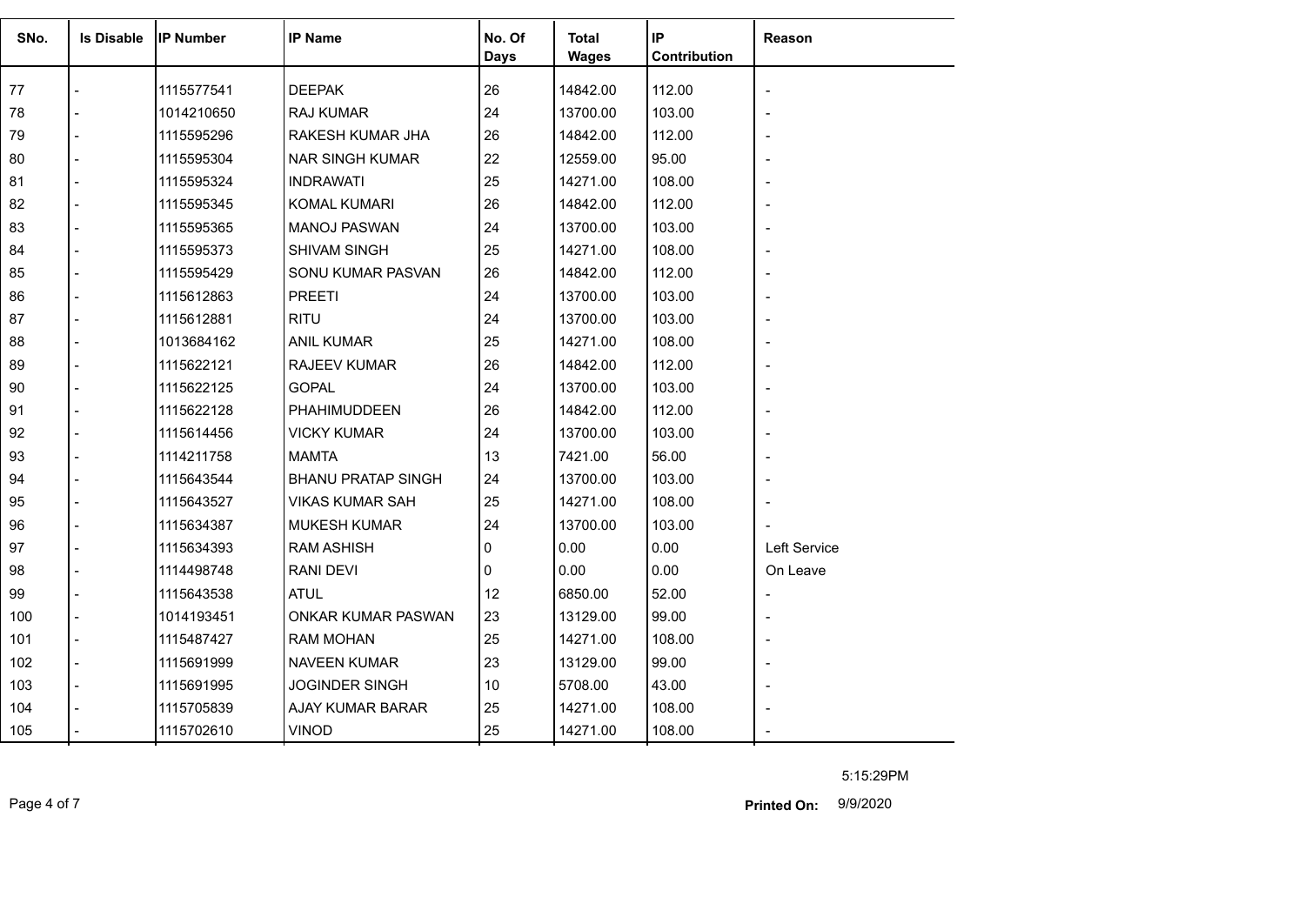| SNo. | Is Disable | IP Number | IP Name | No. Of Days | Total Wages | IP Contribution | Reason |
|---|---|---|---|---|---|---|---|
| 77 | - | 1115577541 | DEEPAK | 26 | 14842.00 | 112.00 | - |
| 78 | - | 1014210650 | RAJ KUMAR | 24 | 13700.00 | 103.00 | - |
| 79 | - | 1115595296 | RAKESH KUMAR JHA | 26 | 14842.00 | 112.00 | - |
| 80 | - | 1115595304 | NAR SINGH KUMAR | 22 | 12559.00 | 95.00 | - |
| 81 | - | 1115595324 | INDRAWATI | 25 | 14271.00 | 108.00 | - |
| 82 | - | 1115595345 | KOMAL KUMARI | 26 | 14842.00 | 112.00 | - |
| 83 | - | 1115595365 | MANOJ PASWAN | 24 | 13700.00 | 103.00 | - |
| 84 | - | 1115595373 | SHIVAM SINGH | 25 | 14271.00 | 108.00 | - |
| 85 | - | 1115595429 | SONU KUMAR PASVAN | 26 | 14842.00 | 112.00 | - |
| 86 | - | 1115612863 | PREETI | 24 | 13700.00 | 103.00 | - |
| 87 | - | 1115612881 | RITU | 24 | 13700.00 | 103.00 | - |
| 88 | - | 1013684162 | ANIL KUMAR | 25 | 14271.00 | 108.00 | - |
| 89 | - | 1115622121 | RAJEEV KUMAR | 26 | 14842.00 | 112.00 | - |
| 90 | - | 1115622125 | GOPAL | 24 | 13700.00 | 103.00 | - |
| 91 | - | 1115622128 | PHAHIMUDDEEN | 26 | 14842.00 | 112.00 | - |
| 92 | - | 1115614456 | VICKY KUMAR | 24 | 13700.00 | 103.00 | - |
| 93 | - | 1114211758 | MAMTA | 13 | 7421.00 | 56.00 | - |
| 94 | - | 1115643544 | BHANU PRATAP SINGH | 24 | 13700.00 | 103.00 | - |
| 95 | - | 1115643527 | VIKAS KUMAR SAH | 25 | 14271.00 | 108.00 | - |
| 96 | - | 1115634387 | MUKESH KUMAR | 24 | 13700.00 | 103.00 | - |
| 97 | - | 1115634393 | RAM ASHISH | 0 | 0.00 | 0.00 | Left Service |
| 98 | - | 1114498748 | RANI DEVI | 0 | 0.00 | 0.00 | On Leave |
| 99 | - | 1115643538 | ATUL | 12 | 6850.00 | 52.00 | - |
| 100 | - | 1014193451 | ONKAR KUMAR PASWAN | 23 | 13129.00 | 99.00 | - |
| 101 | - | 1115487427 | RAM MOHAN | 25 | 14271.00 | 108.00 | - |
| 102 | - | 1115691999 | NAVEEN KUMAR | 23 | 13129.00 | 99.00 | - |
| 103 | - | 1115691995 | JOGINDER SINGH | 10 | 5708.00 | 43.00 | - |
| 104 | - | 1115705839 | AJAY KUMAR BARAR | 25 | 14271.00 | 108.00 | - |
| 105 | - | 1115702610 | VINOD | 25 | 14271.00 | 108.00 | - |

5:15:29PM

**Printed On:** 9/9/2020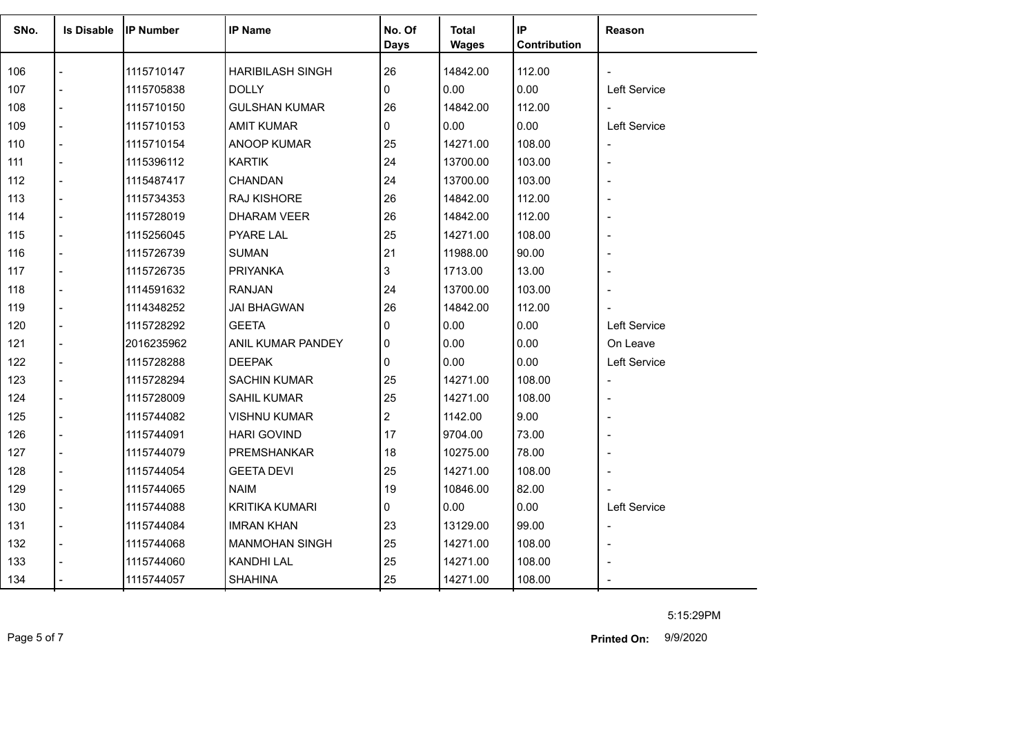| SNo. | Is Disable | IP Number | IP Name | No. Of Days | Total Wages | IP Contribution | Reason |
|---|---|---|---|---|---|---|---|
| 106 | - | 1115710147 | HARIBILASH SINGH | 26 | 14842.00 | 112.00 | - |
| 107 | - | 1115705838 | DOLLY | 0 | 0.00 | 0.00 | Left Service |
| 108 | - | 1115710150 | GULSHAN KUMAR | 26 | 14842.00 | 112.00 | - |
| 109 | - | 1115710153 | AMIT KUMAR | 0 | 0.00 | 0.00 | Left Service |
| 110 | - | 1115710154 | ANOOP KUMAR | 25 | 14271.00 | 108.00 | - |
| 111 | - | 1115396112 | KARTIK | 24 | 13700.00 | 103.00 | - |
| 112 | - | 1115487417 | CHANDAN | 24 | 13700.00 | 103.00 | - |
| 113 | - | 1115734353 | RAJ KISHORE | 26 | 14842.00 | 112.00 | - |
| 114 | - | 1115728019 | DHARAM VEER | 26 | 14842.00 | 112.00 | - |
| 115 | - | 1115256045 | PYARE LAL | 25 | 14271.00 | 108.00 | - |
| 116 | - | 1115726739 | SUMAN | 21 | 11988.00 | 90.00 | - |
| 117 | - | 1115726735 | PRIYANKA | 3 | 1713.00 | 13.00 | - |
| 118 | - | 1114591632 | RANJAN | 24 | 13700.00 | 103.00 | - |
| 119 | - | 1114348252 | JAI BHAGWAN | 26 | 14842.00 | 112.00 | - |
| 120 | - | 1115728292 | GEETA | 0 | 0.00 | 0.00 | Left Service |
| 121 | - | 2016235962 | ANIL KUMAR PANDEY | 0 | 0.00 | 0.00 | On Leave |
| 122 | - | 1115728288 | DEEPAK | 0 | 0.00 | 0.00 | Left Service |
| 123 | - | 1115728294 | SACHIN KUMAR | 25 | 14271.00 | 108.00 | - |
| 124 | - | 1115728009 | SAHIL KUMAR | 25 | 14271.00 | 108.00 | - |
| 125 | - | 1115744082 | VISHNU KUMAR | 2 | 1142.00 | 9.00 | - |
| 126 | - | 1115744091 | HARI GOVIND | 17 | 9704.00 | 73.00 | - |
| 127 | - | 1115744079 | PREMSHANKAR | 18 | 10275.00 | 78.00 | - |
| 128 | - | 1115744054 | GEETA DEVI | 25 | 14271.00 | 108.00 | - |
| 129 | - | 1115744065 | NAIM | 19 | 10846.00 | 82.00 | - |
| 130 | - | 1115744088 | KRITIKA KUMARI | 0 | 0.00 | 0.00 | Left Service |
| 131 | - | 1115744084 | IMRAN KHAN | 23 | 13129.00 | 99.00 | - |
| 132 | - | 1115744068 | MANMOHAN SINGH | 25 | 14271.00 | 108.00 | - |
| 133 | - | 1115744060 | KANDHI LAL | 25 | 14271.00 | 108.00 | - |
| 134 | - | 1115744057 | SHAHINA | 25 | 14271.00 | 108.00 | - |

5:15:29PM

**Printed On:** 9/9/2020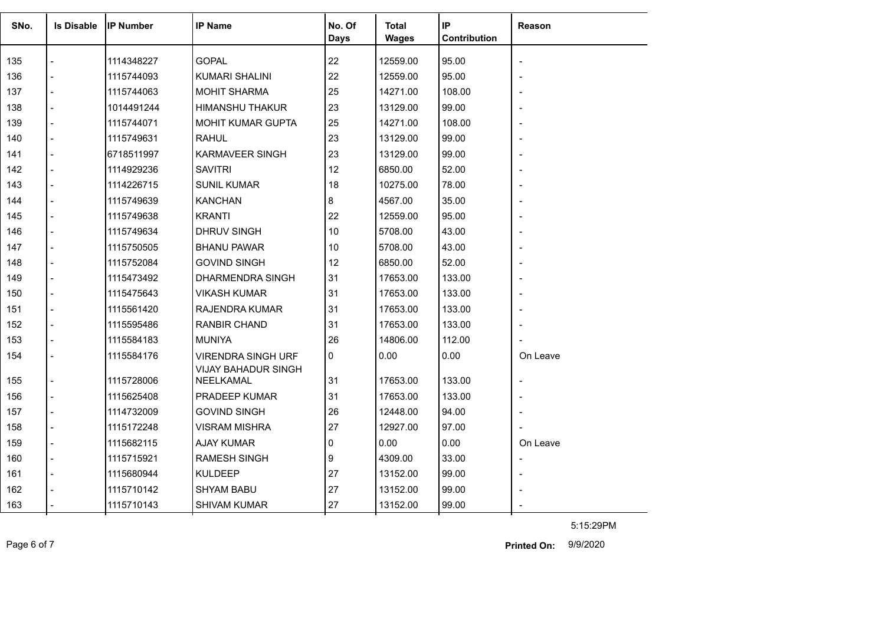| SNo. | Is Disable | IP Number | IP Name | No. Of Days | Total Wages | IP Contribution | Reason |
|---|---|---|---|---|---|---|---|
| 135 | - | 1114348227 | GOPAL | 22 | 12559.00 | 95.00 | - |
| 136 | - | 1115744093 | KUMARI SHALINI | 22 | 12559.00 | 95.00 | - |
| 137 | - | 1115744063 | MOHIT SHARMA | 25 | 14271.00 | 108.00 | - |
| 138 | - | 1014491244 | HIMANSHU THAKUR | 23 | 13129.00 | 99.00 | - |
| 139 | - | 1115744071 | MOHIT KUMAR GUPTA | 25 | 14271.00 | 108.00 | - |
| 140 | - | 1115749631 | RAHUL | 23 | 13129.00 | 99.00 | - |
| 141 | - | 6718511997 | KARMAVEER SINGH | 23 | 13129.00 | 99.00 | - |
| 142 | - | 1114929236 | SAVITRI | 12 | 6850.00 | 52.00 | - |
| 143 | - | 1114226715 | SUNIL KUMAR | 18 | 10275.00 | 78.00 | - |
| 144 | - | 1115749639 | KANCHAN | 8 | 4567.00 | 35.00 | - |
| 145 | - | 1115749638 | KRANTI | 22 | 12559.00 | 95.00 | - |
| 146 | - | 1115749634 | DHRUV SINGH | 10 | 5708.00 | 43.00 | - |
| 147 | - | 1115750505 | BHANU PAWAR | 10 | 5708.00 | 43.00 | - |
| 148 | - | 1115752084 | GOVIND SINGH | 12 | 6850.00 | 52.00 | - |
| 149 | - | 1115473492 | DHARMENDRA SINGH | 31 | 17653.00 | 133.00 | - |
| 150 | - | 1115475643 | VIKASH KUMAR | 31 | 17653.00 | 133.00 | - |
| 151 | - | 1115561420 | RAJENDRA KUMAR | 31 | 17653.00 | 133.00 | - |
| 152 | - | 1115595486 | RANBIR CHAND | 31 | 17653.00 | 133.00 | - |
| 153 | - | 1115584183 | MUNIYA | 26 | 14806.00 | 112.00 | - |
| 154 | - | 1115584176 | VIRENDRA SINGH URF VIJAY BAHADUR SINGH | 0 | 0.00 | 0.00 | On Leave |
| 155 | - | 1115728006 | NEELKAMAL | 31 | 17653.00 | 133.00 | - |
| 156 | - | 1115625408 | PRADEEP KUMAR | 31 | 17653.00 | 133.00 | - |
| 157 | - | 1114732009 | GOVIND SINGH | 26 | 12448.00 | 94.00 | - |
| 158 | - | 1115172248 | VISRAM MISHRA | 27 | 12927.00 | 97.00 | - |
| 159 | - | 1115682115 | AJAY KUMAR | 0 | 0.00 | 0.00 | On Leave |
| 160 | - | 1115715921 | RAMESH SINGH | 9 | 4309.00 | 33.00 | - |
| 161 | - | 1115680944 | KULDEEP | 27 | 13152.00 | 99.00 | - |
| 162 | - | 1115710142 | SHYAM BABU | 27 | 13152.00 | 99.00 | - |
| 163 | - | 1115710143 | SHIVAM KUMAR | 27 | 13152.00 | 99.00 | - |

5:15:29PM

**Printed On:** 9/9/2020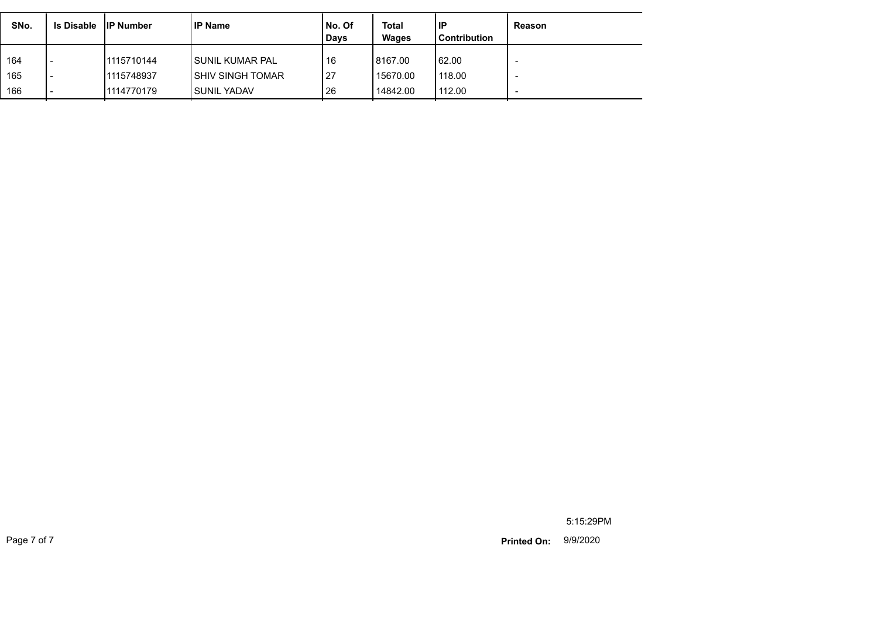| SNo. | Is Disable | IP Number | IP Name | No. Of Days | Total Wages | IP Contribution | Reason |
|---|---|---|---|---|---|---|---|
| 164 | - | 1115710144 | SUNIL KUMAR PAL | 16 | 8167.00 | 62.00 | - |
| 165 | - | 1115748937 | SHIV SINGH TOMAR | 27 | 15670.00 | 118.00 | - |
| 166 | - | 1114770179 | SUNIL YADAV | 26 | 14842.00 | 112.00 | - |

5:15:29PM

**Printed On:** 9/9/2020